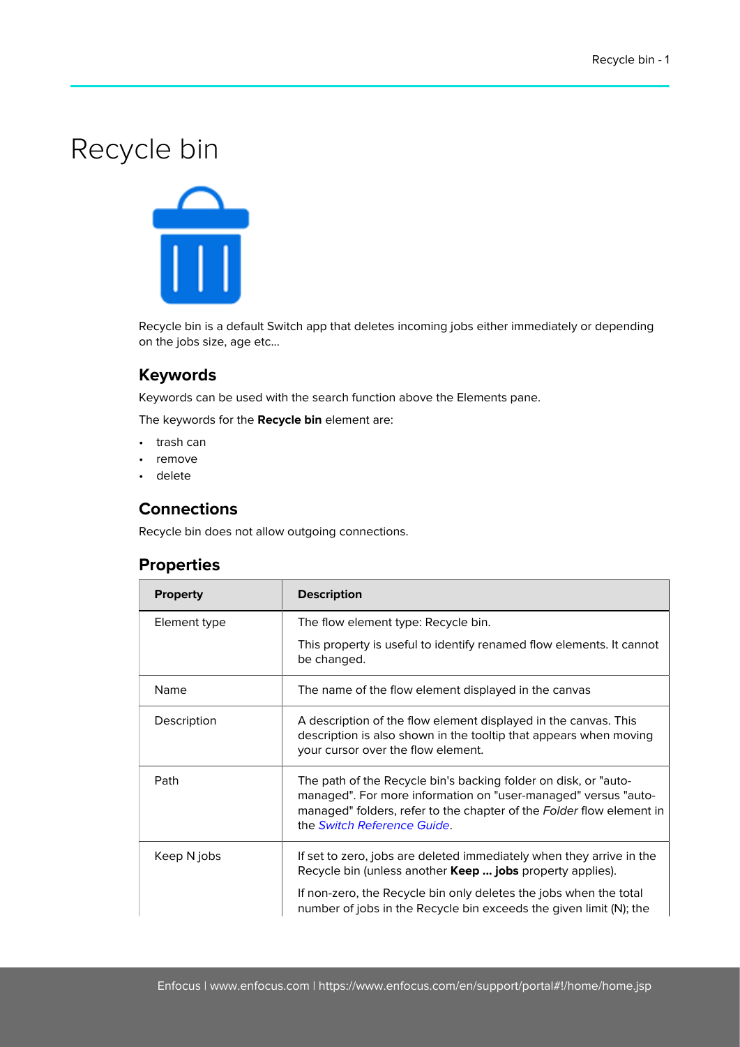# Recycle bin

Recycle bin is a default Switch app that deletes incoming jobs either immediately or depending on the jobs size, age etc...

## Keywords

Keywords can be used with the search function above the Elements pane.

The keywords for the **Recycle bin** element are:

- trash can
- remove
- delete

## Connections

Recycle bin does not allow outgoing connections.

## Properties

| Property | Description |
|---|---|
| Element type | The flow element type: Recycle bin.<br><br>This property is useful to identify renamed flow elements. It cannot be changed. |
| Name | The name of the flow element displayed in the canvas |
| Description | A description of the flow element displayed in the canvas. This description is also shown in the tooltip that appears when moving your cursor over the flow element. |
| Path | The path of the Recycle bin's backing folder on disk, or "auto-managed". For more information on "user-managed" versus "auto-managed" folders, refer to the chapter of the *Folder* flow element in the *Switch Reference Guide*. |
| Keep N jobs | If set to zero, jobs are deleted immediately when they arrive in the Recycle bin (unless another **Keep ... jobs** property applies).<br><br>If non-zero, the Recycle bin only deletes the jobs when the total number of jobs in the Recycle bin exceeds the given limit (N); the |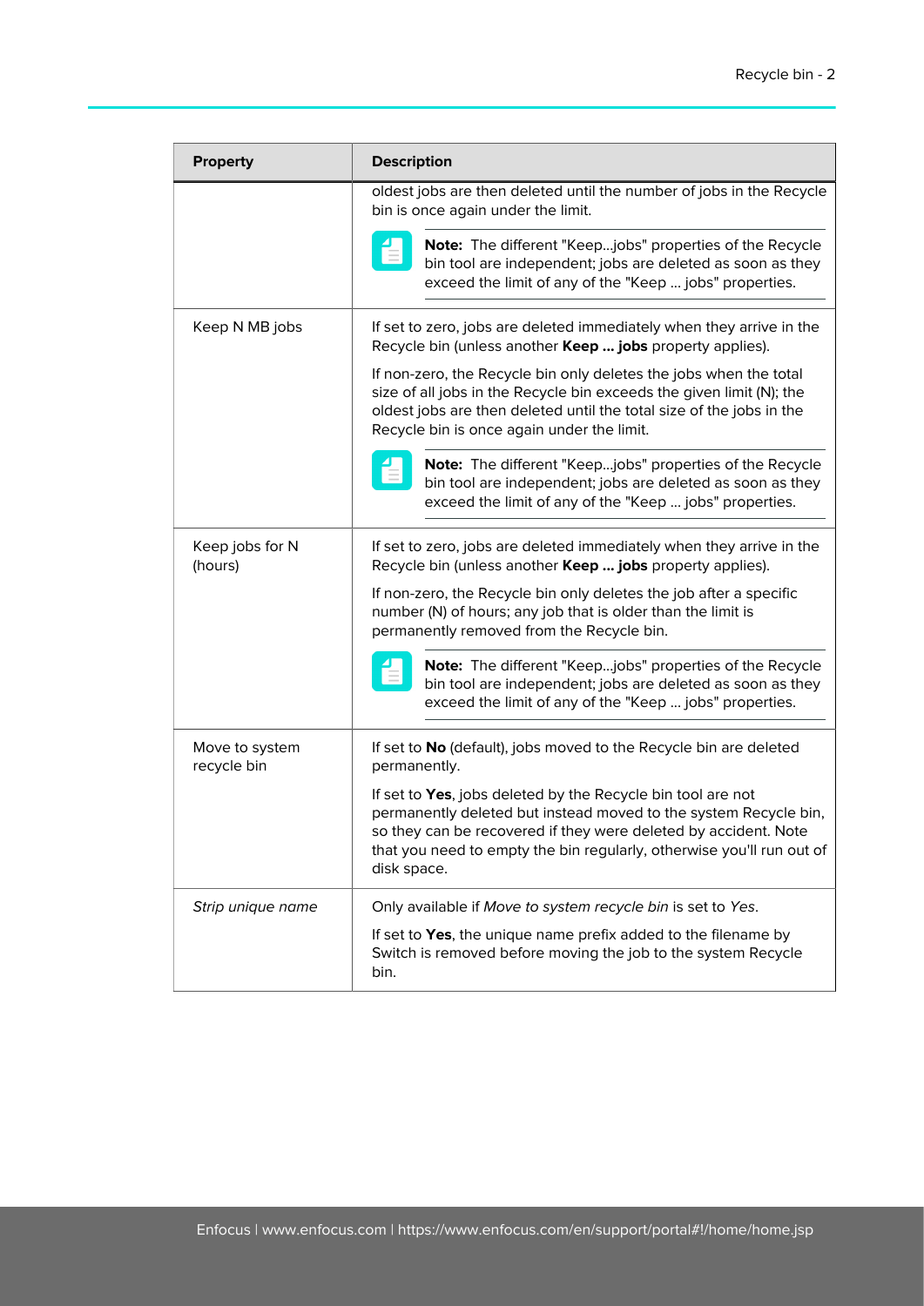| Property | Description |
| --- | --- |
| | oldest jobs are then deleted until the number of jobs in the Recycle bin is once again under the limit.<br><br>**Note:** The different "Keep...jobs" properties of the Recycle bin tool are independent; jobs are deleted as soon as they exceed the limit of any of the "Keep ... jobs" properties. |
| Keep N MB jobs | If set to zero, jobs are deleted immediately when they arrive in the Recycle bin (unless another **Keep ... jobs** property applies).<br><br>If non-zero, the Recycle bin only deletes the jobs when the total size of all jobs in the Recycle bin exceeds the given limit (N); the oldest jobs are then deleted until the total size of the jobs in the Recycle bin is once again under the limit.<br><br>**Note:** The different "Keep...jobs" properties of the Recycle bin tool are independent; jobs are deleted as soon as they exceed the limit of any of the "Keep ... jobs" properties. |
| Keep jobs for N (hours) | If set to zero, jobs are deleted immediately when they arrive in the Recycle bin (unless another **Keep ... jobs** property applies).<br><br>If non-zero, the Recycle bin only deletes the job after a specific number (N) of hours; any job that is older than the limit is permanently removed from the Recycle bin.<br><br>**Note:** The different "Keep...jobs" properties of the Recycle bin tool are independent; jobs are deleted as soon as they exceed the limit of any of the "Keep ... jobs" properties. |
| Move to system recycle bin | If set to **No** (default), jobs moved to the Recycle bin are deleted permanently.<br><br>If set to **Yes**, jobs deleted by the Recycle bin tool are not permanently deleted but instead moved to the system Recycle bin, so they can be recovered if they were deleted by accident. Note that you need to empty the bin regularly, otherwise you'll run out of disk space. |
| *Strip unique name* | Only available if *Move to system recycle bin* is set to *Yes*.<br><br>If set to **Yes**, the unique name prefix added to the filename by Switch is removed before moving the job to the system Recycle bin. |